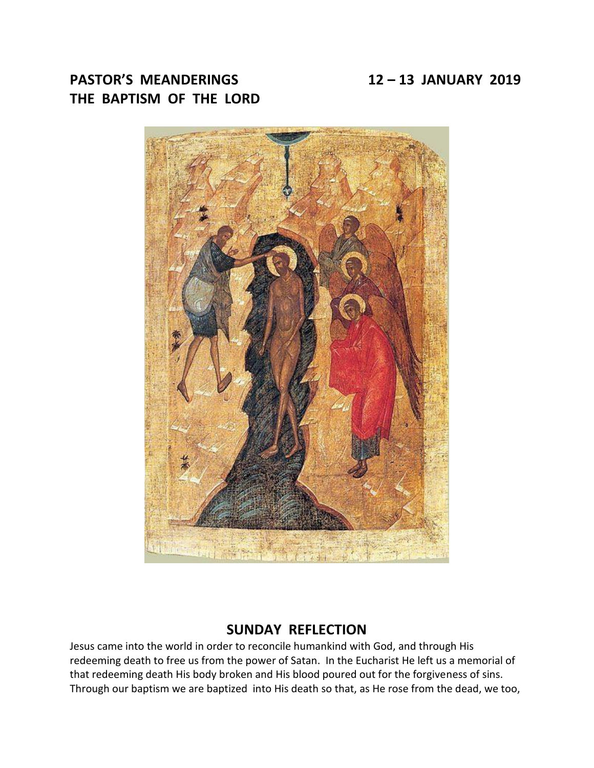**PASTOR'S MEANDERINGS** **12 – 13 JANUARY 2019**

**THE BAPTISM OF THE LORD**

## SUNDAY REFLECTION

Jesus came into the world in order to reconcile humankind with God, and through His redeeming death to free us from the power of Satan. In the Eucharist He left us a memorial of that redeeming death His body broken and His blood poured out for the forgiveness of sins. Through our baptism we are baptized into His death so that, as He rose from the dead, we too,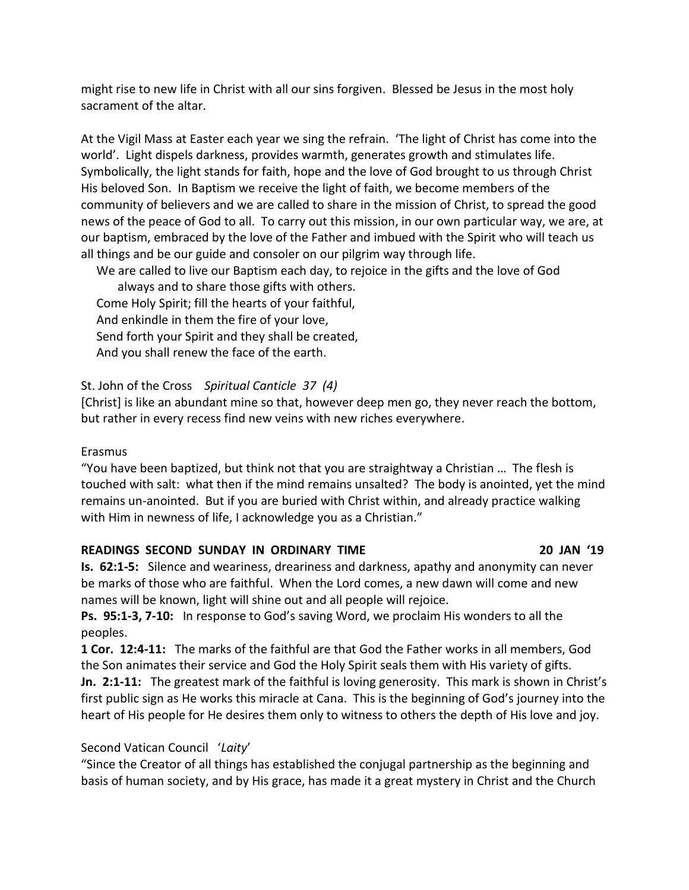might rise to new life in Christ with all our sins forgiven. Blessed be Jesus in the most holy sacrament of the altar.

At the Vigil Mass at Easter each year we sing the refrain. 'The light of Christ has come into the world'. Light dispels darkness, provides warmth, generates growth and stimulates life. Symbolically, the light stands for faith, hope and the love of God brought to us through Christ His beloved Son. In Baptism we receive the light of faith, we become members of the community of believers and we are called to share in the mission of Christ, to spread the good news of the peace of God to all. To carry out this mission, in our own particular way, we are, at our baptism, embraced by the love of the Father and imbued with the Spirit who will teach us all things and be our guide and consoler on our pilgrim way through life.

We are called to live our Baptism each day, to rejoice in the gifts and the love of God always and to share those gifts with others.
Come Holy Spirit; fill the hearts of your faithful,
And enkindle in them the fire of your love,
Send forth your Spirit and they shall be created,
And you shall renew the face of the earth.

St. John of the Cross *Spiritual Canticle 37 (4)*
[Christ] is like an abundant mine so that, however deep men go, they never reach the bottom, but rather in every recess find new veins with new riches everywhere.

Erasmus
"You have been baptized, but think not that you are straightway a Christian … The flesh is touched with salt: what then if the mind remains unsalted? The body is anointed, yet the mind remains un-anointed. But if you are buried with Christ within, and already practice walking with Him in newness of life, I acknowledge you as a Christian."

**READINGS SECOND SUNDAY IN ORDINARY TIME 20 JAN '19**

**Is. 62:1-5:** Silence and weariness, dreariness and darkness, apathy and anonymity can never be marks of those who are faithful. When the Lord comes, a new dawn will come and new names will be known, light will shine out and all people will rejoice.

**Ps. 95:1-3, 7-10:** In response to God's saving Word, we proclaim His wonders to all the peoples.

**1 Cor. 12:4-11:** The marks of the faithful are that God the Father works in all members, God the Son animates their service and God the Holy Spirit seals them with His variety of gifts.

**Jn. 2:1-11:** The greatest mark of the faithful is loving generosity. This mark is shown in Christ's first public sign as He works this miracle at Cana. This is the beginning of God's journey into the heart of His people for He desires them only to witness to others the depth of His love and joy.

Second Vatican Council '*Laity*'
"Since the Creator of all things has established the conjugal partnership as the beginning and basis of human society, and by His grace, has made it a great mystery in Christ and the Church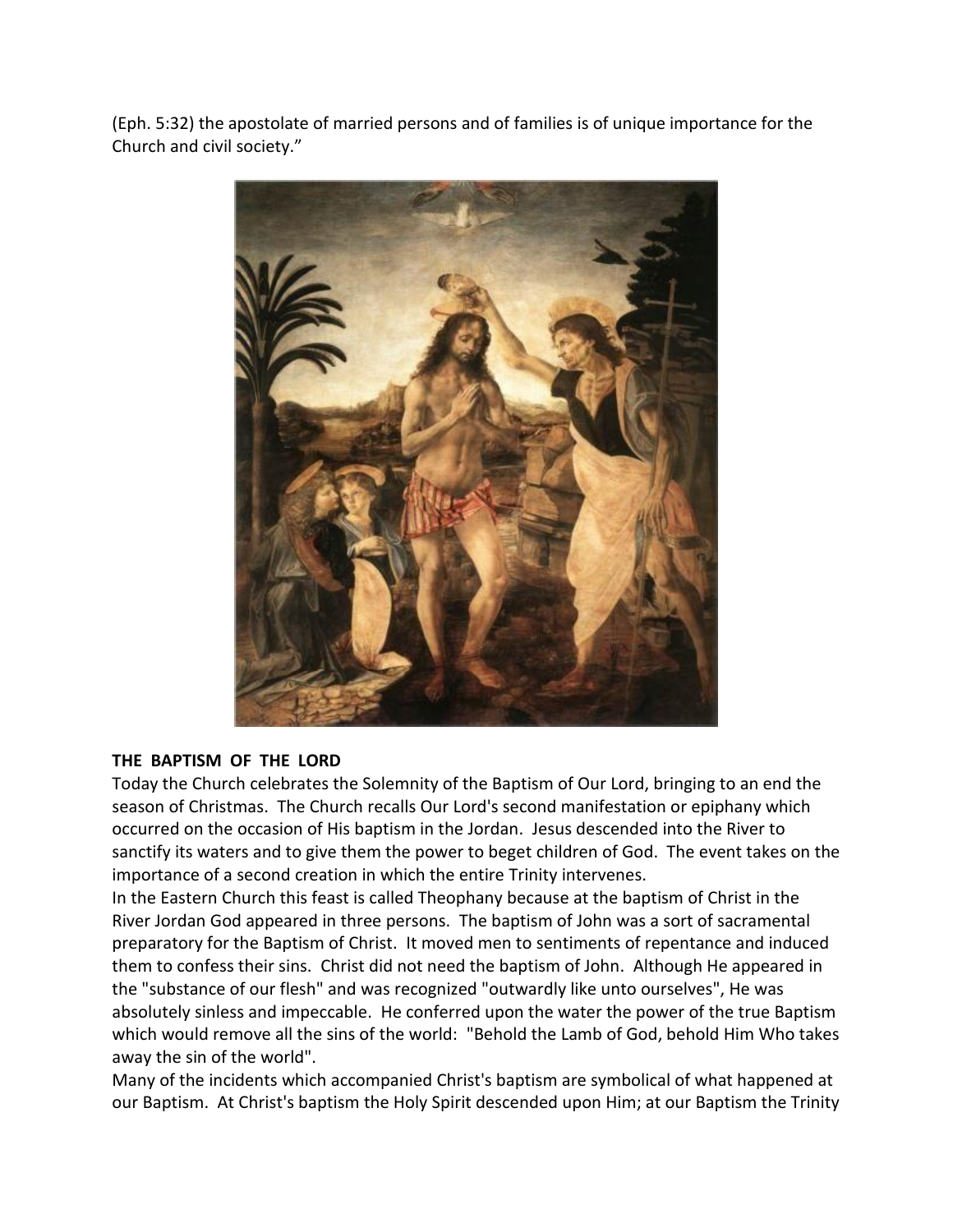(Eph. 5:32) the apostolate of married persons and of families is of unique importance for the Church and civil society."

**THE BAPTISM OF THE LORD**

Today the Church celebrates the Solemnity of the Baptism of Our Lord, bringing to an end the season of Christmas. The Church recalls Our Lord's second manifestation or epiphany which occurred on the occasion of His baptism in the Jordan. Jesus descended into the River to sanctify its waters and to give them the power to beget children of God. The event takes on the importance of a second creation in which the entire Trinity intervenes.

In the Eastern Church this feast is called Theophany because at the baptism of Christ in the River Jordan God appeared in three persons. The baptism of John was a sort of sacramental preparatory for the Baptism of Christ. It moved men to sentiments of repentance and induced them to confess their sins. Christ did not need the baptism of John. Although He appeared in the "substance of our flesh" and was recognized "outwardly like unto ourselves", He was absolutely sinless and impeccable. He conferred upon the water the power of the true Baptism which would remove all the sins of the world: "Behold the Lamb of God, behold Him Who takes away the sin of the world".

Many of the incidents which accompanied Christ's baptism are symbolical of what happened at our Baptism. At Christ's baptism the Holy Spirit descended upon Him; at our Baptism the Trinity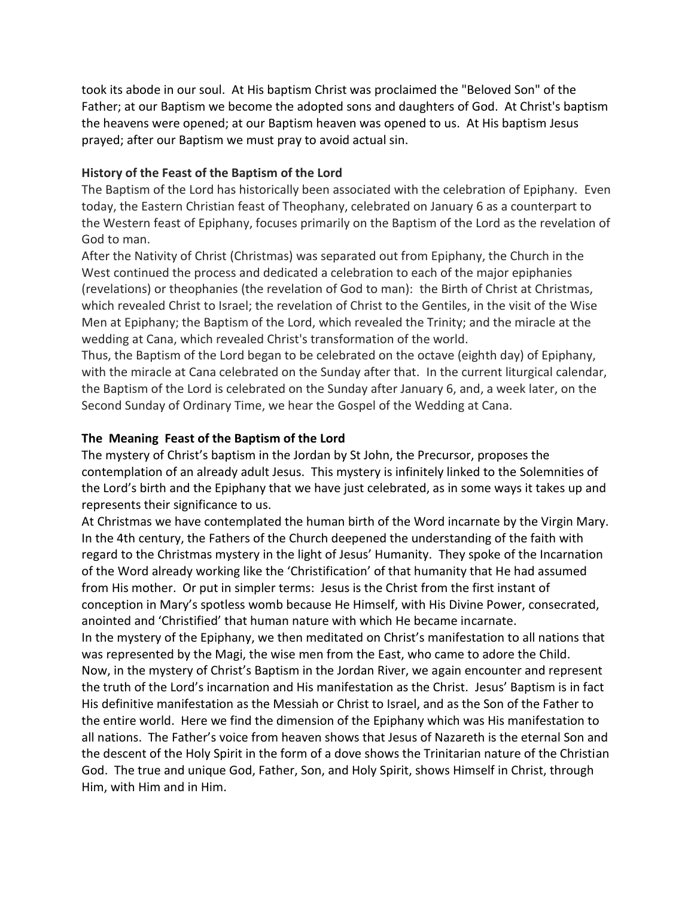took its abode in our soul. At His baptism Christ was proclaimed the "Beloved Son" of the Father; at our Baptism we become the adopted sons and daughters of God. At Christ's baptism the heavens were opened; at our Baptism heaven was opened to us. At His baptism Jesus prayed; after our Baptism we must pray to avoid actual sin.

**History of the Feast of the Baptism of the Lord**

The Baptism of the Lord has historically been associated with the celebration of Epiphany. Even today, the Eastern Christian feast of Theophany, celebrated on January 6 as a counterpart to the Western feast of Epiphany, focuses primarily on the Baptism of the Lord as the revelation of God to man.

After the Nativity of Christ (Christmas) was separated out from Epiphany, the Church in the West continued the process and dedicated a celebration to each of the major epiphanies (revelations) or theophanies (the revelation of God to man): the Birth of Christ at Christmas, which revealed Christ to Israel; the revelation of Christ to the Gentiles, in the visit of the Wise Men at Epiphany; the Baptism of the Lord, which revealed the Trinity; and the miracle at the wedding at Cana, which revealed Christ's transformation of the world.

Thus, the Baptism of the Lord began to be celebrated on the octave (eighth day) of Epiphany, with the miracle at Cana celebrated on the Sunday after that. In the current liturgical calendar, the Baptism of the Lord is celebrated on the Sunday after January 6, and, a week later, on the Second Sunday of Ordinary Time, we hear the Gospel of the Wedding at Cana.

**The Meaning Feast of the Baptism of the Lord**

The mystery of Christ's baptism in the Jordan by St John, the Precursor, proposes the contemplation of an already adult Jesus. This mystery is infinitely linked to the Solemnities of the Lord's birth and the Epiphany that we have just celebrated, as in some ways it takes up and represents their significance to us.

At Christmas we have contemplated the human birth of the Word incarnate by the Virgin Mary. In the 4th century, the Fathers of the Church deepened the understanding of the faith with regard to the Christmas mystery in the light of Jesus' Humanity. They spoke of the Incarnation of the Word already working like the 'Christification' of that humanity that He had assumed from His mother. Or put in simpler terms: Jesus is the Christ from the first instant of conception in Mary's spotless womb because He Himself, with His Divine Power, consecrated, anointed and 'Christified' that human nature with which He became incarnate.

In the mystery of the Epiphany, we then meditated on Christ's manifestation to all nations that was represented by the Magi, the wise men from the East, who came to adore the Child.

Now, in the mystery of Christ's Baptism in the Jordan River, we again encounter and represent the truth of the Lord's incarnation and His manifestation as the Christ. Jesus' Baptism is in fact His definitive manifestation as the Messiah or Christ to Israel, and as the Son of the Father to the entire world. Here we find the dimension of the Epiphany which was His manifestation to all nations. The Father's voice from heaven shows that Jesus of Nazareth is the eternal Son and the descent of the Holy Spirit in the form of a dove shows the Trinitarian nature of the Christian God. The true and unique God, Father, Son, and Holy Spirit, shows Himself in Christ, through Him, with Him and in Him.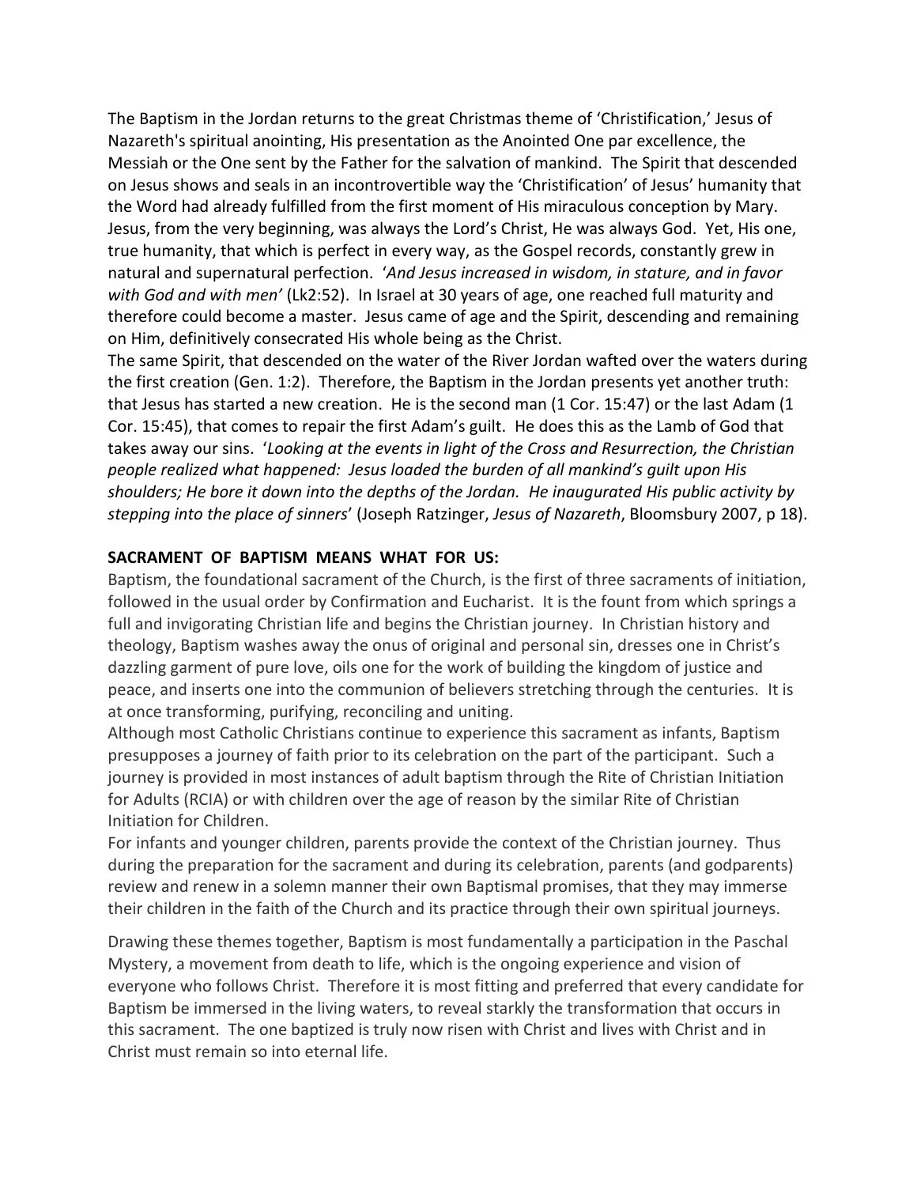The Baptism in the Jordan returns to the great Christmas theme of 'Christification,' Jesus of Nazareth's spiritual anointing, His presentation as the Anointed One par excellence, the Messiah or the One sent by the Father for the salvation of mankind. The Spirit that descended on Jesus shows and seals in an incontrovertible way the 'Christification' of Jesus' humanity that the Word had already fulfilled from the first moment of His miraculous conception by Mary. Jesus, from the very beginning, was always the Lord's Christ, He was always God. Yet, His one, true humanity, that which is perfect in every way, as the Gospel records, constantly grew in natural and supernatural perfection. '*And Jesus increased in wisdom, in stature, and in favor with God and with men'* (Lk2:52). In Israel at 30 years of age, one reached full maturity and therefore could become a master. Jesus came of age and the Spirit, descending and remaining on Him, definitively consecrated His whole being as the Christ.

The same Spirit, that descended on the water of the River Jordan wafted over the waters during the first creation (Gen. 1:2). Therefore, the Baptism in the Jordan presents yet another truth: that Jesus has started a new creation. He is the second man (1 Cor. 15:47) or the last Adam (1 Cor. 15:45), that comes to repair the first Adam's guilt. He does this as the Lamb of God that takes away our sins. '*Looking at the events in light of the Cross and Resurrection, the Christian people realized what happened: Jesus loaded the burden of all mankind's guilt upon His shoulders; He bore it down into the depths of the Jordan. He inaugurated His public activity by stepping into the place of sinners*' (Joseph Ratzinger, *Jesus of Nazareth*, Bloomsbury 2007, p 18).

**SACRAMENT OF BAPTISM MEANS WHAT FOR US:**

Baptism, the foundational sacrament of the Church, is the first of three sacraments of initiation, followed in the usual order by Confirmation and Eucharist. It is the fount from which springs a full and invigorating Christian life and begins the Christian journey. In Christian history and theology, Baptism washes away the onus of original and personal sin, dresses one in Christ's dazzling garment of pure love, oils one for the work of building the kingdom of justice and peace, and inserts one into the communion of believers stretching through the centuries. It is at once transforming, purifying, reconciling and uniting.

Although most Catholic Christians continue to experience this sacrament as infants, Baptism presupposes a journey of faith prior to its celebration on the part of the participant. Such a journey is provided in most instances of adult baptism through the Rite of Christian Initiation for Adults (RCIA) or with children over the age of reason by the similar Rite of Christian Initiation for Children.

For infants and younger children, parents provide the context of the Christian journey. Thus during the preparation for the sacrament and during its celebration, parents (and godparents) review and renew in a solemn manner their own Baptismal promises, that they may immerse their children in the faith of the Church and its practice through their own spiritual journeys.

Drawing these themes together, Baptism is most fundamentally a participation in the Paschal Mystery, a movement from death to life, which is the ongoing experience and vision of everyone who follows Christ. Therefore it is most fitting and preferred that every candidate for Baptism be immersed in the living waters, to reveal starkly the transformation that occurs in this sacrament. The one baptized is truly now risen with Christ and lives with Christ and in Christ must remain so into eternal life.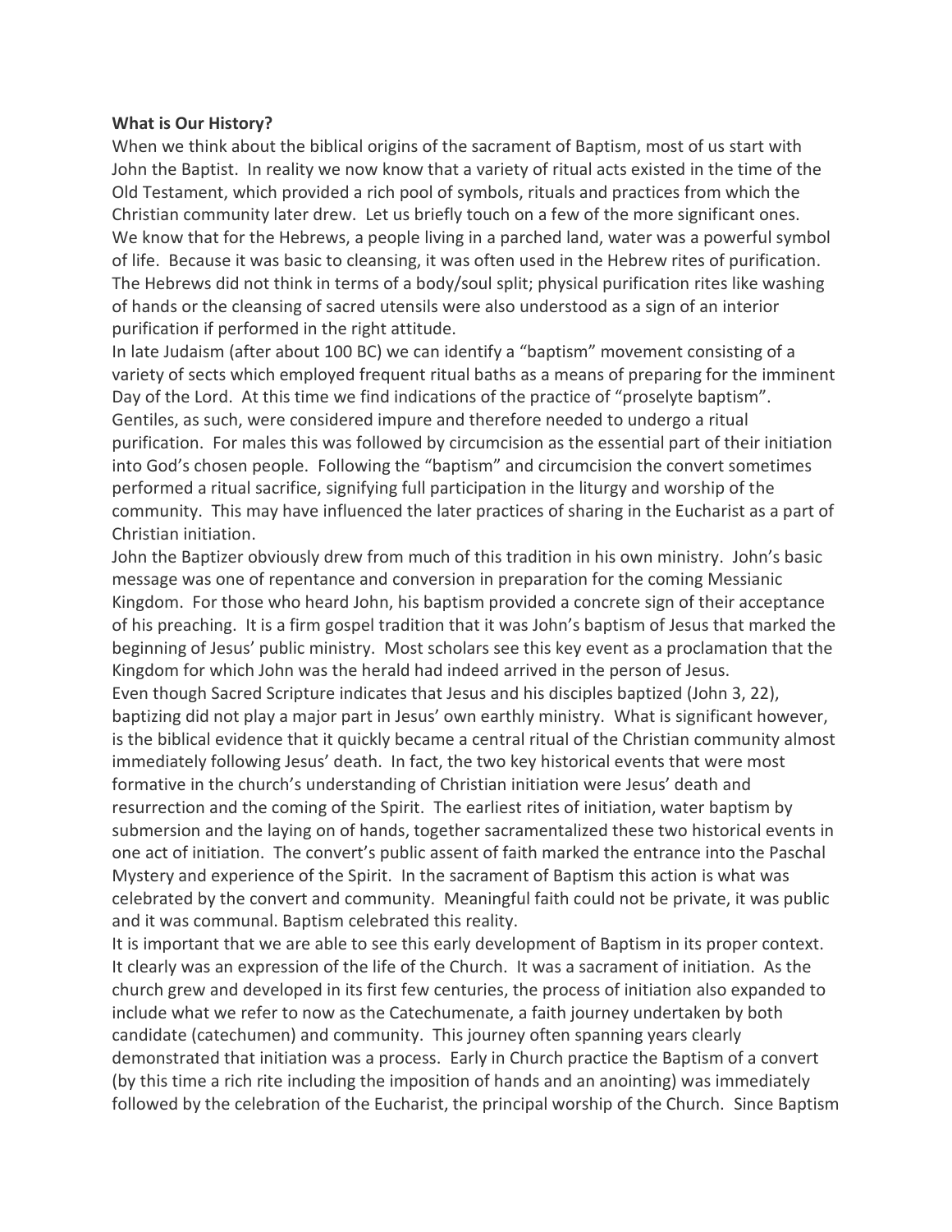**What is Our History?**

When we think about the biblical origins of the sacrament of Baptism, most of us start with John the Baptist. In reality we now know that a variety of ritual acts existed in the time of the Old Testament, which provided a rich pool of symbols, rituals and practices from which the Christian community later drew. Let us briefly touch on a few of the more significant ones.

We know that for the Hebrews, a people living in a parched land, water was a powerful symbol of life. Because it was basic to cleansing, it was often used in the Hebrew rites of purification. The Hebrews did not think in terms of a body/soul split; physical purification rites like washing of hands or the cleansing of sacred utensils were also understood as a sign of an interior purification if performed in the right attitude.

In late Judaism (after about 100 BC) we can identify a "baptism" movement consisting of a variety of sects which employed frequent ritual baths as a means of preparing for the imminent Day of the Lord. At this time we find indications of the practice of "proselyte baptism". Gentiles, as such, were considered impure and therefore needed to undergo a ritual purification. For males this was followed by circumcision as the essential part of their initiation into God's chosen people. Following the "baptism" and circumcision the convert sometimes performed a ritual sacrifice, signifying full participation in the liturgy and worship of the community. This may have influenced the later practices of sharing in the Eucharist as a part of Christian initiation.

John the Baptizer obviously drew from much of this tradition in his own ministry. John's basic message was one of repentance and conversion in preparation for the coming Messianic Kingdom. For those who heard John, his baptism provided a concrete sign of their acceptance of his preaching. It is a firm gospel tradition that it was John's baptism of Jesus that marked the beginning of Jesus' public ministry. Most scholars see this key event as a proclamation that the Kingdom for which John was the herald had indeed arrived in the person of Jesus.

Even though Sacred Scripture indicates that Jesus and his disciples baptized (John 3, 22), baptizing did not play a major part in Jesus' own earthly ministry. What is significant however, is the biblical evidence that it quickly became a central ritual of the Christian community almost immediately following Jesus' death. In fact, the two key historical events that were most formative in the church's understanding of Christian initiation were Jesus' death and resurrection and the coming of the Spirit. The earliest rites of initiation, water baptism by submersion and the laying on of hands, together sacramentalized these two historical events in one act of initiation. The convert's public assent of faith marked the entrance into the Paschal Mystery and experience of the Spirit. In the sacrament of Baptism this action is what was celebrated by the convert and community. Meaningful faith could not be private, it was public and it was communal. Baptism celebrated this reality.

It is important that we are able to see this early development of Baptism in its proper context. It clearly was an expression of the life of the Church. It was a sacrament of initiation. As the church grew and developed in its first few centuries, the process of initiation also expanded to include what we refer to now as the Catechumenate, a faith journey undertaken by both candidate (catechumen) and community. This journey often spanning years clearly demonstrated that initiation was a process. Early in Church practice the Baptism of a convert (by this time a rich rite including the imposition of hands and an anointing) was immediately followed by the celebration of the Eucharist, the principal worship of the Church. Since Baptism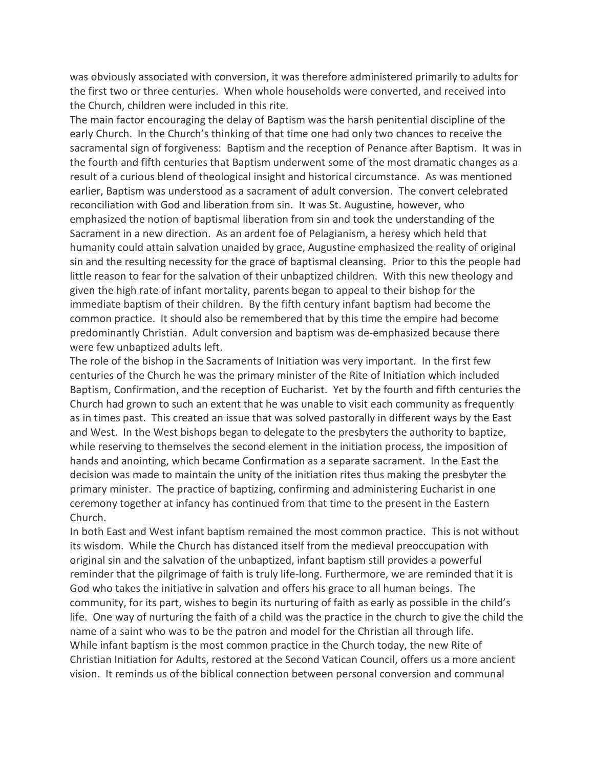was obviously associated with conversion, it was therefore administered primarily to adults for the first two or three centuries. When whole households were converted, and received into the Church, children were included in this rite.

The main factor encouraging the delay of Baptism was the harsh penitential discipline of the early Church. In the Church's thinking of that time one had only two chances to receive the sacramental sign of forgiveness: Baptism and the reception of Penance after Baptism. It was in the fourth and fifth centuries that Baptism underwent some of the most dramatic changes as a result of a curious blend of theological insight and historical circumstance. As was mentioned earlier, Baptism was understood as a sacrament of adult conversion. The convert celebrated reconciliation with God and liberation from sin. It was St. Augustine, however, who emphasized the notion of baptismal liberation from sin and took the understanding of the Sacrament in a new direction. As an ardent foe of Pelagianism, a heresy which held that humanity could attain salvation unaided by grace, Augustine emphasized the reality of original sin and the resulting necessity for the grace of baptismal cleansing. Prior to this the people had little reason to fear for the salvation of their unbaptized children. With this new theology and given the high rate of infant mortality, parents began to appeal to their bishop for the immediate baptism of their children. By the fifth century infant baptism had become the common practice. It should also be remembered that by this time the empire had become predominantly Christian. Adult conversion and baptism was de-emphasized because there were few unbaptized adults left.

The role of the bishop in the Sacraments of Initiation was very important. In the first few centuries of the Church he was the primary minister of the Rite of Initiation which included Baptism, Confirmation, and the reception of Eucharist. Yet by the fourth and fifth centuries the Church had grown to such an extent that he was unable to visit each community as frequently as in times past. This created an issue that was solved pastorally in different ways by the East and West. In the West bishops began to delegate to the presbyters the authority to baptize, while reserving to themselves the second element in the initiation process, the imposition of hands and anointing, which became Confirmation as a separate sacrament. In the East the decision was made to maintain the unity of the initiation rites thus making the presbyter the primary minister. The practice of baptizing, confirming and administering Eucharist in one ceremony together at infancy has continued from that time to the present in the Eastern Church.

In both East and West infant baptism remained the most common practice. This is not without its wisdom. While the Church has distanced itself from the medieval preoccupation with original sin and the salvation of the unbaptized, infant baptism still provides a powerful reminder that the pilgrimage of faith is truly life-long. Furthermore, we are reminded that it is God who takes the initiative in salvation and offers his grace to all human beings. The community, for its part, wishes to begin its nurturing of faith as early as possible in the child's life. One way of nurturing the faith of a child was the practice in the church to give the child the name of a saint who was to be the patron and model for the Christian all through life.

While infant baptism is the most common practice in the Church today, the new Rite of Christian Initiation for Adults, restored at the Second Vatican Council, offers us a more ancient vision. It reminds us of the biblical connection between personal conversion and communal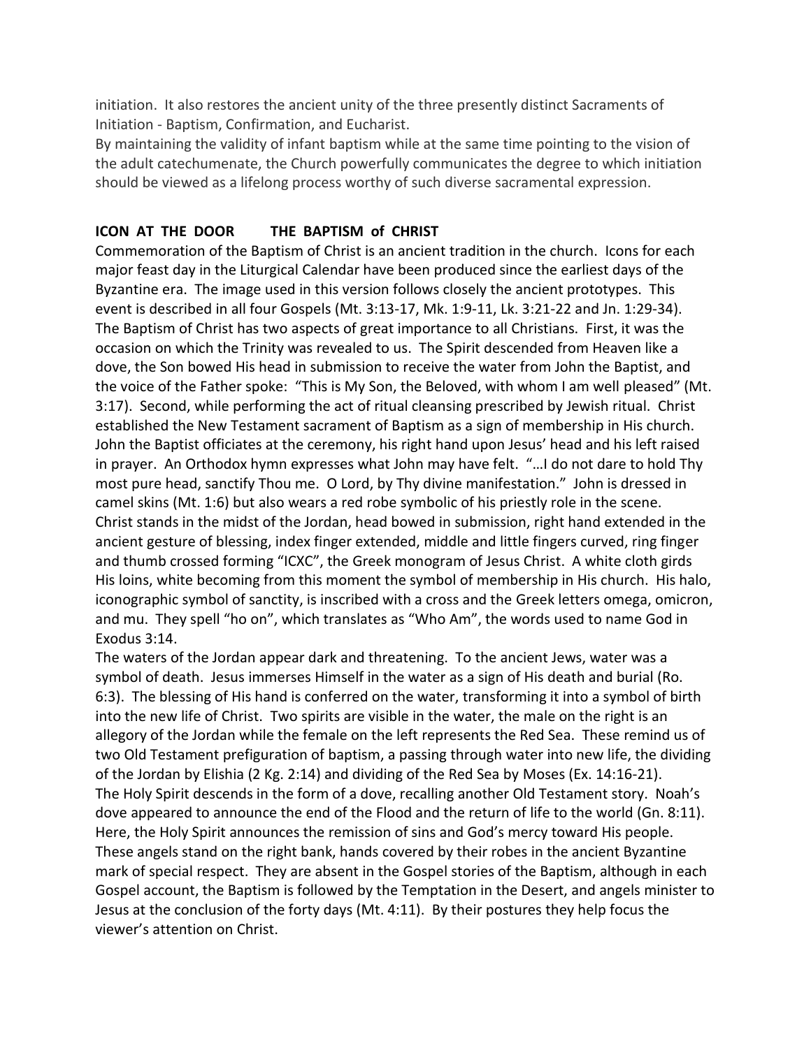initiation. It also restores the ancient unity of the three presently distinct Sacraments of Initiation - Baptism, Confirmation, and Eucharist.

By maintaining the validity of infant baptism while at the same time pointing to the vision of the adult catechumenate, the Church powerfully communicates the degree to which initiation should be viewed as a lifelong process worthy of such diverse sacramental expression.

**ICON AT THE DOOR THE BAPTISM of CHRIST**

Commemoration of the Baptism of Christ is an ancient tradition in the church. Icons for each major feast day in the Liturgical Calendar have been produced since the earliest days of the Byzantine era. The image used in this version follows closely the ancient prototypes. This event is described in all four Gospels (Mt. 3:13-17, Mk. 1:9-11, Lk. 3:21-22 and Jn. 1:29-34). The Baptism of Christ has two aspects of great importance to all Christians. First, it was the occasion on which the Trinity was revealed to us. The Spirit descended from Heaven like a dove, the Son bowed His head in submission to receive the water from John the Baptist, and the voice of the Father spoke: "This is My Son, the Beloved, with whom I am well pleased" (Mt. 3:17). Second, while performing the act of ritual cleansing prescribed by Jewish ritual. Christ established the New Testament sacrament of Baptism as a sign of membership in His church. John the Baptist officiates at the ceremony, his right hand upon Jesus' head and his left raised in prayer. An Orthodox hymn expresses what John may have felt. "…I do not dare to hold Thy most pure head, sanctify Thou me. O Lord, by Thy divine manifestation." John is dressed in camel skins (Mt. 1:6) but also wears a red robe symbolic of his priestly role in the scene. Christ stands in the midst of the Jordan, head bowed in submission, right hand extended in the ancient gesture of blessing, index finger extended, middle and little fingers curved, ring finger and thumb crossed forming "ICXC", the Greek monogram of Jesus Christ. A white cloth girds His loins, white becoming from this moment the symbol of membership in His church. His halo, iconographic symbol of sanctity, is inscribed with a cross and the Greek letters omega, omicron, and mu. They spell "ho on", which translates as "Who Am", the words used to name God in Exodus 3:14.

The waters of the Jordan appear dark and threatening. To the ancient Jews, water was a symbol of death. Jesus immerses Himself in the water as a sign of His death and burial (Ro. 6:3). The blessing of His hand is conferred on the water, transforming it into a symbol of birth into the new life of Christ. Two spirits are visible in the water, the male on the right is an allegory of the Jordan while the female on the left represents the Red Sea. These remind us of two Old Testament prefiguration of baptism, a passing through water into new life, the dividing of the Jordan by Elishia (2 Kg. 2:14) and dividing of the Red Sea by Moses (Ex. 14:16-21).

The Holy Spirit descends in the form of a dove, recalling another Old Testament story. Noah's dove appeared to announce the end of the Flood and the return of life to the world (Gn. 8:11). Here, the Holy Spirit announces the remission of sins and God's mercy toward His people. These angels stand on the right bank, hands covered by their robes in the ancient Byzantine mark of special respect. They are absent in the Gospel stories of the Baptism, although in each Gospel account, the Baptism is followed by the Temptation in the Desert, and angels minister to Jesus at the conclusion of the forty days (Mt. 4:11). By their postures they help focus the viewer's attention on Christ.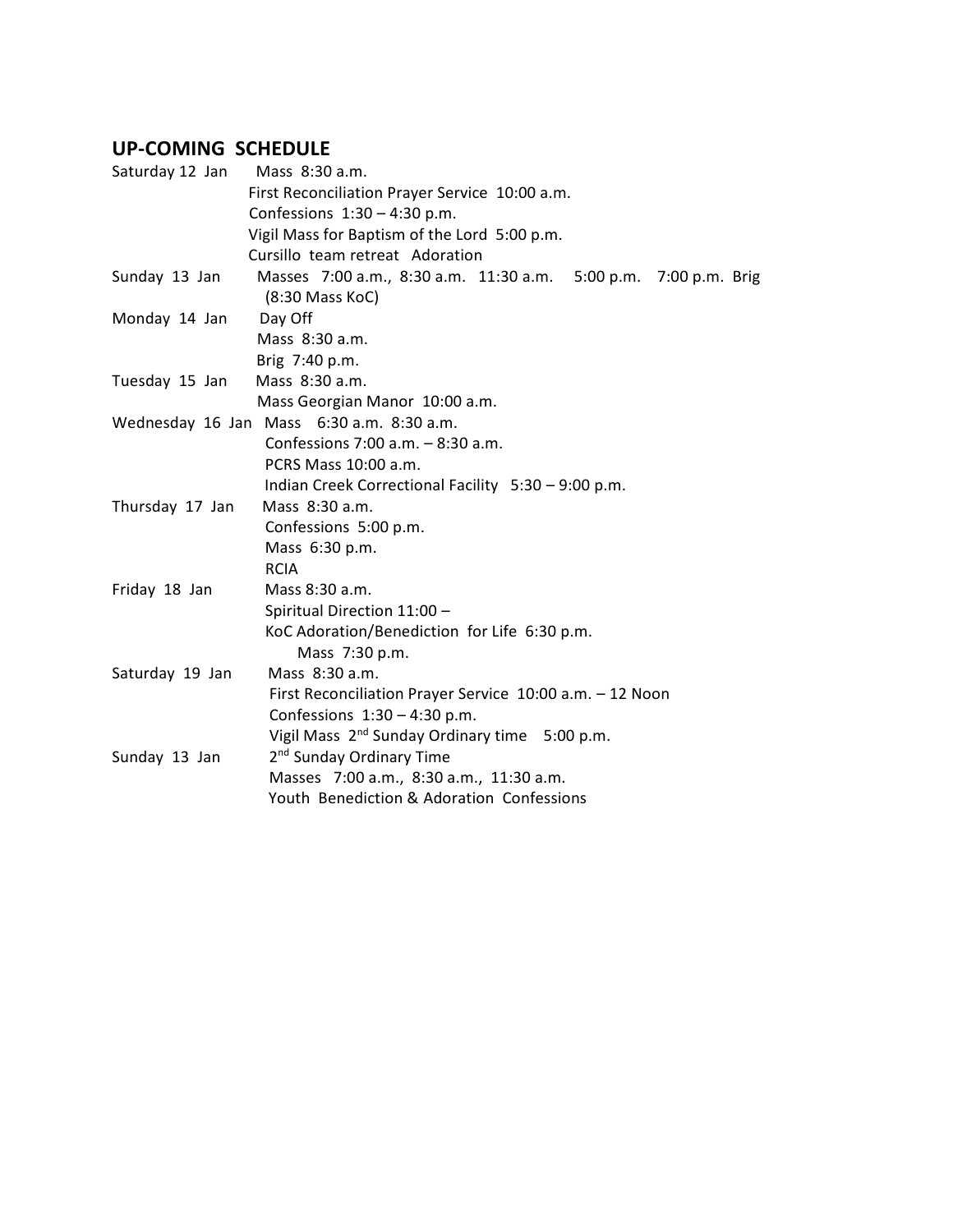## UP-COMING SCHEDULE

| | |
|---|---|
| Saturday 12 Jan | Mass 8:30 a.m.<br>First Reconciliation Prayer Service 10:00 a.m.<br>Confessions 1:30 – 4:30 p.m.<br>Vigil Mass for Baptism of the Lord 5:00 p.m.<br>Cursillo team retreat Adoration |
| Sunday 13 Jan | Masses 7:00 a.m., 8:30 a.m. 11:30 a.m. 5:00 p.m. 7:00 p.m. Brig<br>(8:30 Mass KoC) |
| Monday 14 Jan | Day Off<br>Mass 8:30 a.m.<br>Brig 7:40 p.m. |
| Tuesday 15 Jan | Mass 8:30 a.m.<br>Mass Georgian Manor 10:00 a.m. |
| Wednesday 16 Jan | Mass 6:30 a.m. 8:30 a.m.<br>Confessions 7:00 a.m. – 8:30 a.m.<br>PCRS Mass 10:00 a.m.<br>Indian Creek Correctional Facility 5:30 – 9:00 p.m. |
| Thursday 17 Jan | Mass 8:30 a.m.<br>Confessions 5:00 p.m.<br>Mass 6:30 p.m.<br>RCIA |
| Friday 18 Jan | Mass 8:30 a.m.<br>Spiritual Direction 11:00 –<br>KoC Adoration/Benediction for Life 6:30 p.m.<br>Mass 7:30 p.m. |
| Saturday 19 Jan | Mass 8:30 a.m.<br>First Reconciliation Prayer Service 10:00 a.m. – 12 Noon<br>Confessions 1:30 – 4:30 p.m.<br>Vigil Mass 2nd Sunday Ordinary time 5:00 p.m. |
| Sunday 13 Jan | 2nd Sunday Ordinary Time<br>Masses 7:00 a.m., 8:30 a.m., 11:30 a.m.<br>Youth Benediction & Adoration Confessions |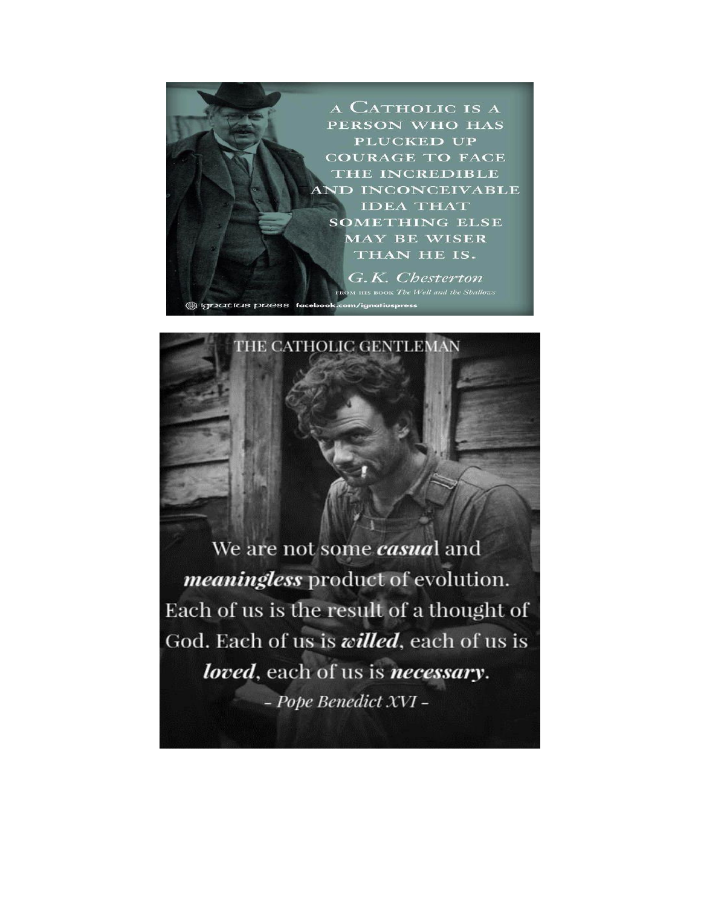A CATHOLIC IS A PERSON WHO HAS PLUCKED UP COURAGE TO FACE THE INCREDIBLE AND INCONCEIVABLE IDEA THAT SOMETHING ELSE MAY BE WISER THAN HE IS.

*G.K. Chesterton*

FROM HIS BOOK *The Well and the Shallows*

ignatius press facebook.com/ignatiuspress

THE CATHOLIC GENTLEMAN

We are not some ***casua***l and ***meaningless*** product of evolution. Each of us is the result of a thought of God. Each of us is ***willed***, each of us is ***loved***, each of us is ***necessary***.

*- Pope Benedict XVI -*